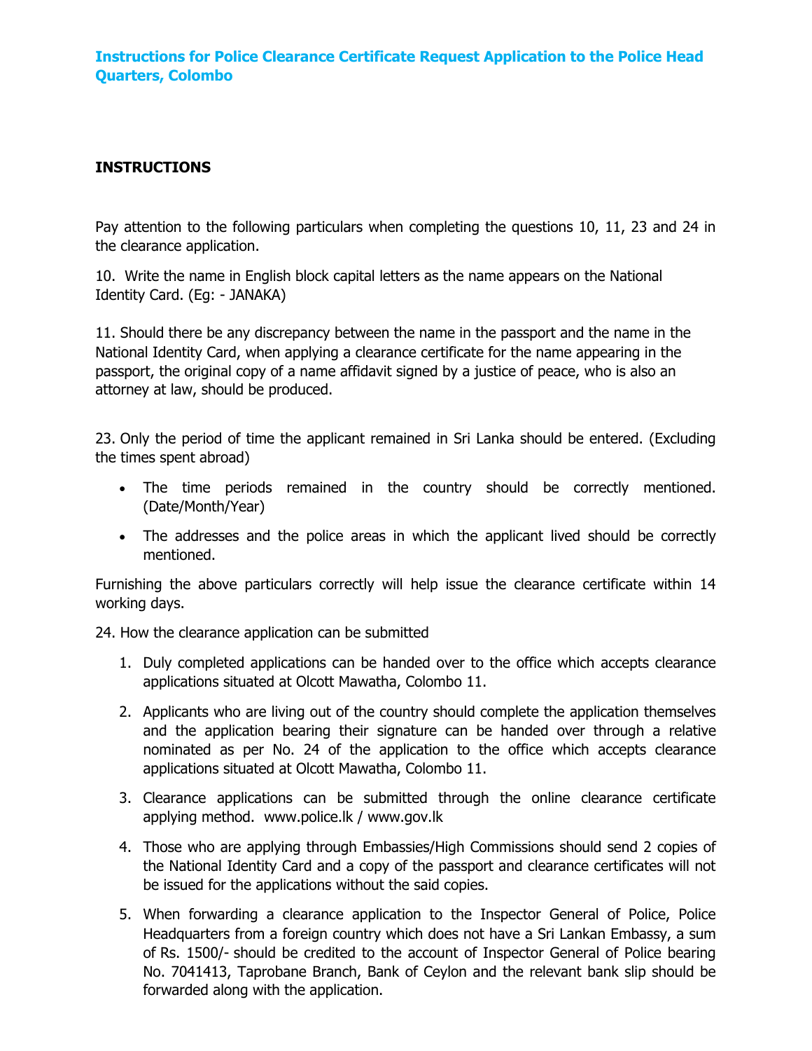# Instructions for Police Clearance Certificate Request Application to the Police Head Quarters, Colombo

## INSTRUCTIONS

Pay attention to the following particulars when completing the questions 10, 11, 23 and 24 in the clearance application.

10. Write the name in English block capital letters as the name appears on the National Identity Card. (Eg: - JANAKA)

11. Should there be any discrepancy between the name in the passport and the name in the National Identity Card, when applying a clearance certificate for the name appearing in the passport, the original copy of a name affidavit signed by a justice of peace, who is also an attorney at law, should be produced.

23. Only the period of time the applicant remained in Sri Lanka should be entered. (Excluding the times spent abroad)

- The time periods remained in the country should be correctly mentioned. (Date/Month/Year)
- The addresses and the police areas in which the applicant lived should be correctly mentioned.

Furnishing the above particulars correctly will help issue the clearance certificate within 14 working days.

24. How the clearance application can be submitted

1. Duly completed applications can be handed over to the office which accepts clearance applications situated at Olcott Mawatha, Colombo 11.
2. Applicants who are living out of the country should complete the application themselves and the application bearing their signature can be handed over through a relative nominated as per No. 24 of the application to the office which accepts clearance applications situated at Olcott Mawatha, Colombo 11.
3. Clearance applications can be submitted through the online clearance certificate applying method. www.police.lk / www.gov.lk
4. Those who are applying through Embassies/High Commissions should send 2 copies of the National Identity Card and a copy of the passport and clearance certificates will not be issued for the applications without the said copies.
5. When forwarding a clearance application to the Inspector General of Police, Police Headquarters from a foreign country which does not have a Sri Lankan Embassy, a sum of Rs. 1500/- should be credited to the account of Inspector General of Police bearing No. 7041413, Taprobane Branch, Bank of Ceylon and the relevant bank slip should be forwarded along with the application.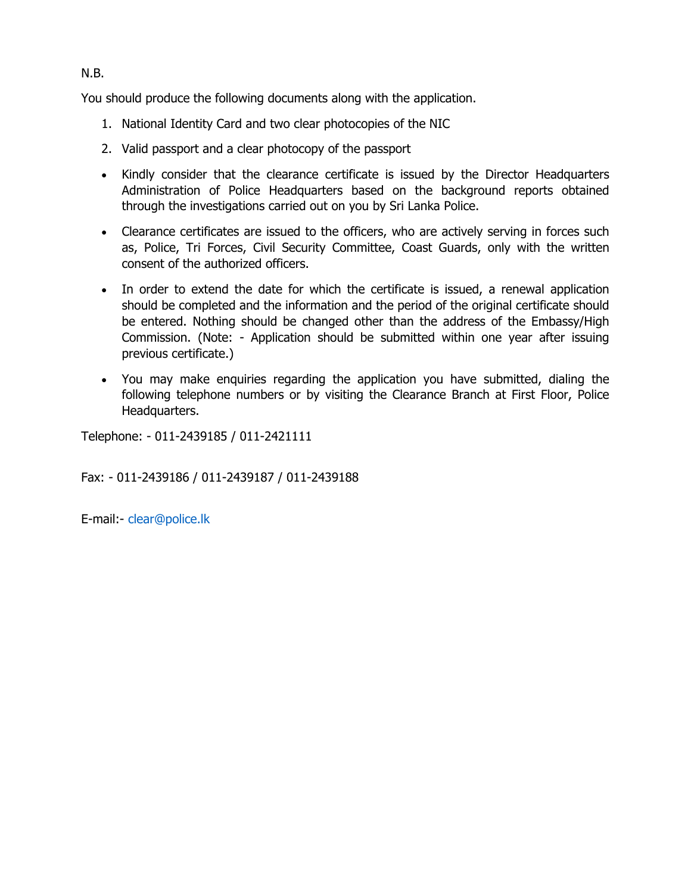N.B.

You should produce the following documents along with the application.

1. National Identity Card and two clear photocopies of the NIC
2. Valid passport and a clear photocopy of the passport

- Kindly consider that the clearance certificate is issued by the Director Headquarters Administration of Police Headquarters based on the background reports obtained through the investigations carried out on you by Sri Lanka Police.
- Clearance certificates are issued to the officers, who are actively serving in forces such as, Police, Tri Forces, Civil Security Committee, Coast Guards, only with the written consent of the authorized officers.
- In order to extend the date for which the certificate is issued, a renewal application should be completed and the information and the period of the original certificate should be entered. Nothing should be changed other than the address of the Embassy/High Commission. (Note: - Application should be submitted within one year after issuing previous certificate.)
- You may make enquiries regarding the application you have submitted, dialing the following telephone numbers or by visiting the Clearance Branch at First Floor, Police Headquarters.

Telephone: - 011-2439185 / 011-2421111

Fax: - 011-2439186 / 011-2439187 / 011-2439188

E-mail:- clear@police.lk